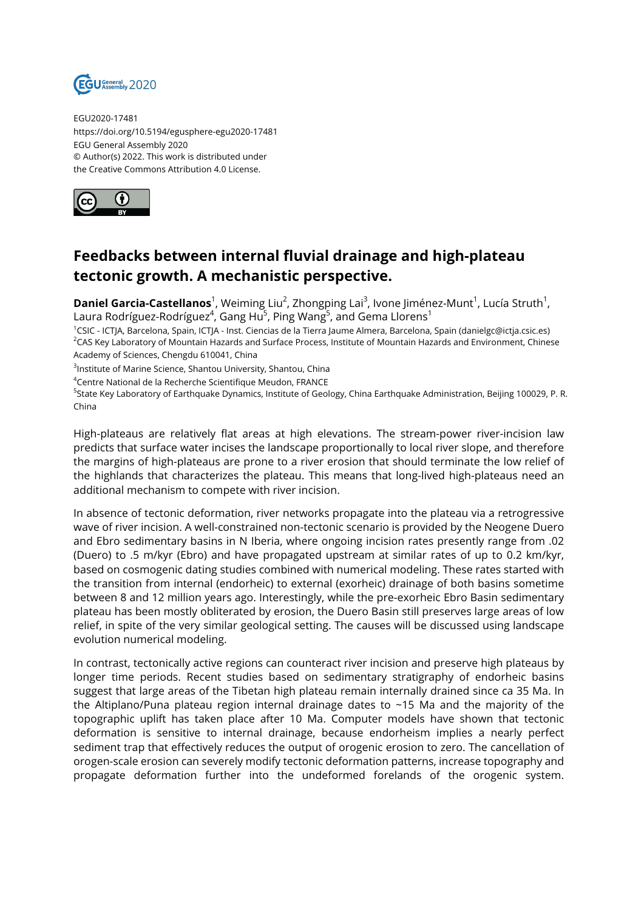EGU2020-17481
https://doi.org/10.5194/egusphere-egu2020-17481
EGU General Assembly 2020
© Author(s) 2022. This work is distributed under
the Creative Commons Attribution 4.0 License.

# Feedbacks between internal fluvial drainage and high-plateau tectonic growth. A mechanistic perspective.

**Daniel Garcia-Castellanos**[1], Weiming Liu[2], Zhongping Lai[3], Ivone Jiménez-Munt[1], Lucía Struth[1], Laura Rodríguez-Rodríguez[4], Gang Hu[5], Ping Wang[5], and Gema Llorens[1]

[1]CSIC - ICTJA, Barcelona, Spain, ICTJA - Inst. Ciencias de la Tierra Jaume Almera, Barcelona, Spain (danielgc@ictja.csic.es)
[2]CAS Key Laboratory of Mountain Hazards and Surface Process, Institute of Mountain Hazards and Environment, Chinese Academy of Sciences, Chengdu 610041, China
[3]Institute of Marine Science, Shantou University, Shantou, China
[4]Centre National de la Recherche Scientifique Meudon, FRANCE
[5]State Key Laboratory of Earthquake Dynamics, Institute of Geology, China Earthquake Administration, Beijing 100029, P. R. China

High-plateaus are relatively flat areas at high elevations. The stream-power river-incision law predicts that surface water incises the landscape proportionally to local river slope, and therefore the margins of high-plateaus are prone to a river erosion that should terminate the low relief of the highlands that characterizes the plateau. This means that long-lived high-plateaus need an additional mechanism to compete with river incision.

In absence of tectonic deformation, river networks propagate into the plateau via a retrogressive wave of river incision. A well-constrained non-tectonic scenario is provided by the Neogene Duero and Ebro sedimentary basins in N Iberia, where ongoing incision rates presently range from .02 (Duero) to .5 m/kyr (Ebro) and have propagated upstream at similar rates of up to 0.2 km/kyr, based on cosmogenic dating studies combined with numerical modeling. These rates started with the transition from internal (endorheic) to external (exorheic) drainage of both basins sometime between 8 and 12 million years ago. Interestingly, while the pre-exorheic Ebro Basin sedimentary plateau has been mostly obliterated by erosion, the Duero Basin still preserves large areas of low relief, in spite of the very similar geological setting. The causes will be discussed using landscape evolution numerical modeling.

In contrast, tectonically active regions can counteract river incision and preserve high plateaus by longer time periods. Recent studies based on sedimentary stratigraphy of endorheic basins suggest that large areas of the Tibetan high plateau remain internally drained since ca 35 Ma. In the Altiplano/Puna plateau region internal drainage dates to ~15 Ma and the majority of the topographic uplift has taken place after 10 Ma. Computer models have shown that tectonic deformation is sensitive to internal drainage, because endorheism implies a nearly perfect sediment trap that effectively reduces the output of orogenic erosion to zero. The cancellation of orogen-scale erosion can severely modify tectonic deformation patterns, increase topography and propagate deformation further into the undeformed forelands of the orogenic system.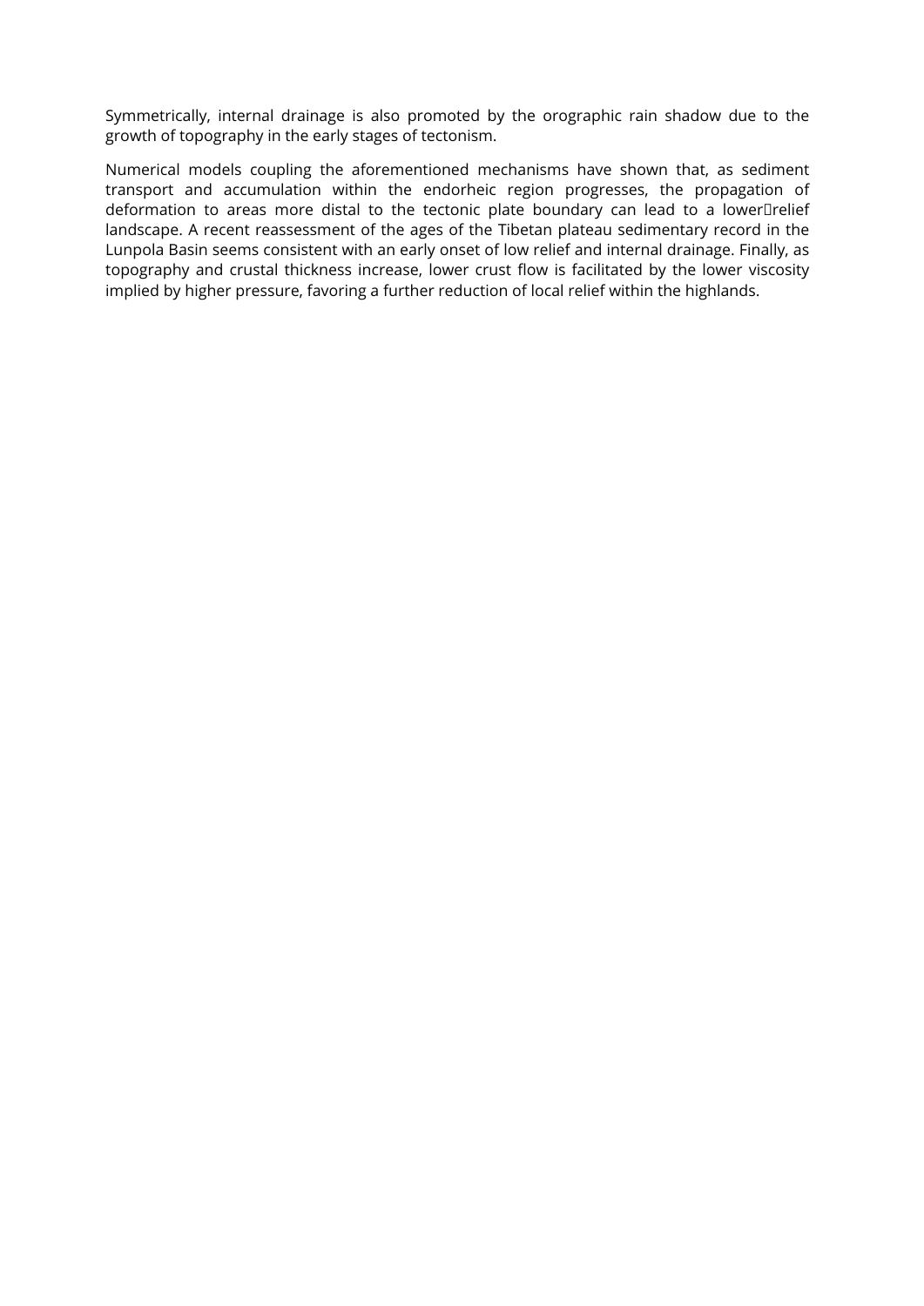Symmetrically, internal drainage is also promoted by the orographic rain shadow due to the growth of topography in the early stages of tectonism.

Numerical models coupling the aforementioned mechanisms have shown that, as sediment transport and accumulation within the endorheic region progresses, the propagation of deformation to areas more distal to the tectonic plate boundary can lead to a lower‐relief landscape. A recent reassessment of the ages of the Tibetan plateau sedimentary record in the Lunpola Basin seems consistent with an early onset of low relief and internal drainage. Finally, as topography and crustal thickness increase, lower crust flow is facilitated by the lower viscosity implied by higher pressure, favoring a further reduction of local relief within the highlands.